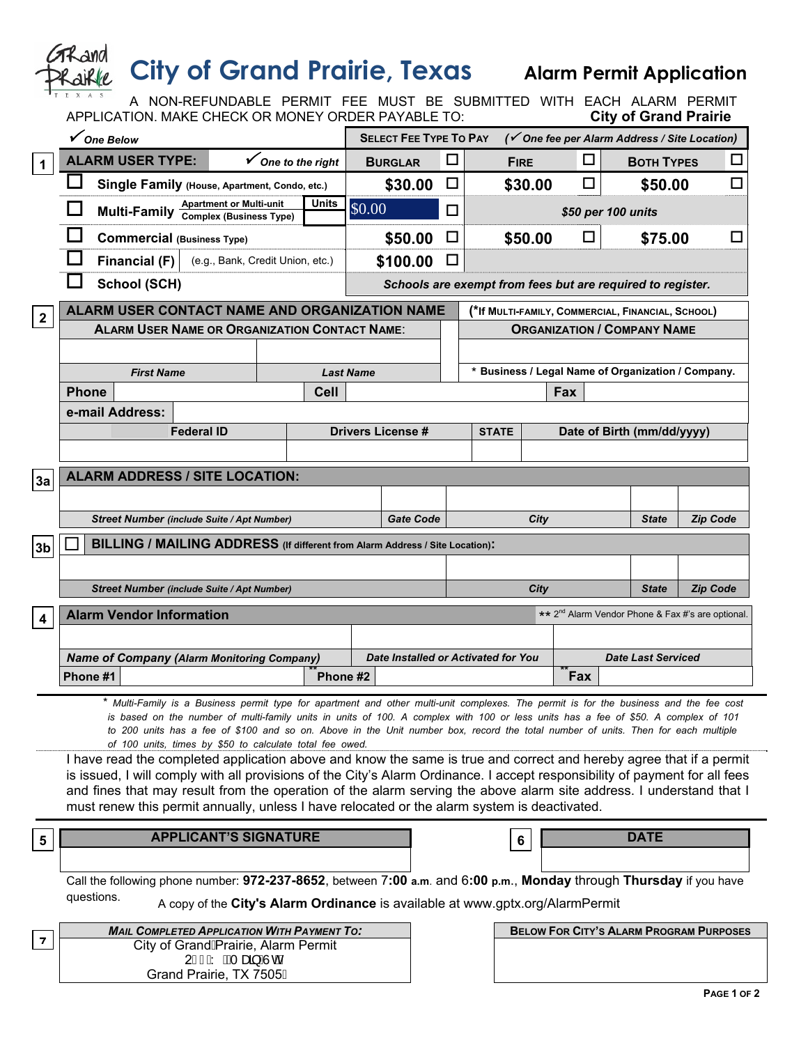# City of Grand Prairie, Texas

## Alarm Permit Application

A NON-REFUNDABLE PERMIT FEE MUST BE SUBMITTED WITH EACH ALARM PERMIT APPLICATION. MAKE CHECK OR MONEY ORDER PAYABLE TO: **City of Grand Prairie**

### 1

| ✓ One Below | | SELECT FEE TYPE TO PAY | | (✓ One fee per Alarm Address / Site Location) | | | |
|---|---|---|---|---|---|---|---|
| **ALARM USER TYPE:** | ✓ One to the right | **BURGLAR** | ☐ | **FIRE** | ☐ | **BOTH TYPES** | ☐ |
| ☐ **Single Family** (House, Apartment, Condo, etc.) | | **$30.00** | ☐ | **$30.00** | ☐ | **$50.00** | ☐ |
| ☐ **Multi-Family** Apartment or Multi-unit Complex (Business Type) | Units | $0.00 | ☐ | *$50 per 100 units* | | | |
| ☐ **Commercial** (Business Type) | | **$50.00** | ☐ | **$50.00** | ☐ | **$75.00** | ☐ |
| ☐ **Financial (F)** | (e.g., Bank, Credit Union, etc.) | **$100.00** | ☐ | | | | |
| ☐ **School (SCH)** | | *Schools are exempt from fees but are required to register.* | | | | | |

### 2 ALARM USER CONTACT NAME AND ORGANIZATION NAME

(*If MULTI-FAMILY, COMMERCIAL, FINANCIAL, SCHOOL)

| ALARM USER NAME OR ORGANIZATION CONTACT NAME: | | ORGANIZATION / COMPANY NAME |
|---|---|---|
| | | |
| *First Name* | *Last Name* | * Business / Legal Name of Organization / Company. |

| Phone | | Cell | | Fax | |
|---|---|---|---|---|---|
| **e-mail Address:** | | | | | |

| Federal ID | Drivers License # | STATE | Date of Birth (mm/dd/yyyy) |
|---|---|---|---|
| | | | |

### 3a ALARM ADDRESS / SITE LOCATION:

| *Street Number (include Suite / Apt Number)* | *Gate Code* | *City* | *State* | *Zip Code* |
|---|---|---|---|---|
| | | | | |

### 3b ☐ BILLING / MAILING ADDRESS (If different from Alarm Address / Site Location):

| *Street Number (include Suite / Apt Number)* | *City* | *State* | *Zip Code* |
|---|---|---|---|
| | | | |

### 4 Alarm Vendor Information

** 2nd Alarm Vendor Phone & Fax #'s are optional.

| *Name of Company (Alarm Monitoring Company)* | *Date Installed or Activated for You* | *Date Last Serviced* |
|---|---|---|
| | | |

| Phone #1 | | ** Phone #2 | | ** Fax | |
|---|---|---|---|---|---|

\* *Multi-Family is a Business permit type for apartment and other multi-unit complexes. The permit is for the business and the fee cost is based on the number of multi-family units in units of 100. A complex with 100 or less units has a fee of $50. A complex of 101 to 200 units has a fee of $100 and so on. Above in the Unit number box, record the total number of units. Then for each multiple of 100 units, times by $50 to calculate total fee owed.*

I have read the completed application above and know the same is true and correct and hereby agree that if a permit is issued, I will comply with all provisions of the City's Alarm Ordinance. I accept responsibility of payment for all fees and fines that may result from the operation of the alarm serving the above alarm site address. I understand that I must renew this permit annually, unless I have relocated or the alarm system is deactivated.

| 5 | APPLICANT'S SIGNATURE | 6 | DATE |
|---|---|---|---|
| | | | |

Call the following phone number: **972-237-8652**, between 7**:00 a.m**. and 6**:00 p.m.**, **Monday** through **Thursday** if you have questions.

A copy of the **City's Alarm Ordinance** is available at www.gptx.org/AlarmPermit

| 7 | *MAIL COMPLETED APPLICATION WITH PAYMENT TO:* | BELOW FOR CITY'S ALARM PROGRAM PURPOSES |
|---|---|---|
| | City of Grand Prairie, Alarm Permit<br>2 0 0 W. Main St.<br>Grand Prairie, TX 7505 | |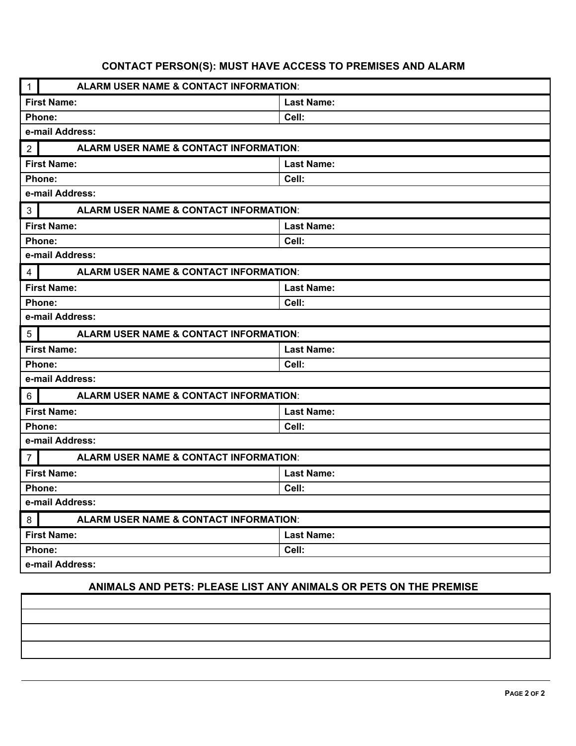## CONTACT PERSON(S): MUST HAVE ACCESS TO PREMISES AND ALARM

| | |
|---|---|
| 1 **ALARM USER NAME & CONTACT INFORMATION**: | |
| **First Name:** | **Last Name:** |
| **Phone:** | **Cell:** |
| **e-mail Address:** | |
| 2 **ALARM USER NAME & CONTACT INFORMATION**: | |
| **First Name:** | **Last Name:** |
| **Phone:** | **Cell:** |
| **e-mail Address:** | |
| 3 **ALARM USER NAME & CONTACT INFORMATION**: | |
| **First Name:** | **Last Name:** |
| **Phone:** | **Cell:** |
| **e-mail Address:** | |
| 4 **ALARM USER NAME & CONTACT INFORMATION**: | |
| **First Name:** | **Last Name:** |
| **Phone:** | **Cell:** |
| **e-mail Address:** | |
| 5 **ALARM USER NAME & CONTACT INFORMATION**: | |
| **First Name:** | **Last Name:** |
| **Phone:** | **Cell:** |
| **e-mail Address:** | |
| 6 **ALARM USER NAME & CONTACT INFORMATION**: | |
| **First Name:** | **Last Name:** |
| **Phone:** | **Cell:** |
| **e-mail Address:** | |
| 7 **ALARM USER NAME & CONTACT INFORMATION**: | |
| **First Name:** | **Last Name:** |
| **Phone:** | **Cell:** |
| **e-mail Address:** | |
| 8 **ALARM USER NAME & CONTACT INFORMATION**: | |
| **First Name:** | **Last Name:** |
| **Phone:** | **Cell:** |
| **e-mail Address:** | |

## ANIMALS AND PETS: PLEASE LIST ANY ANIMALS OR PETS ON THE PREMISE

| |
|---|
| |
| |
| |
| |